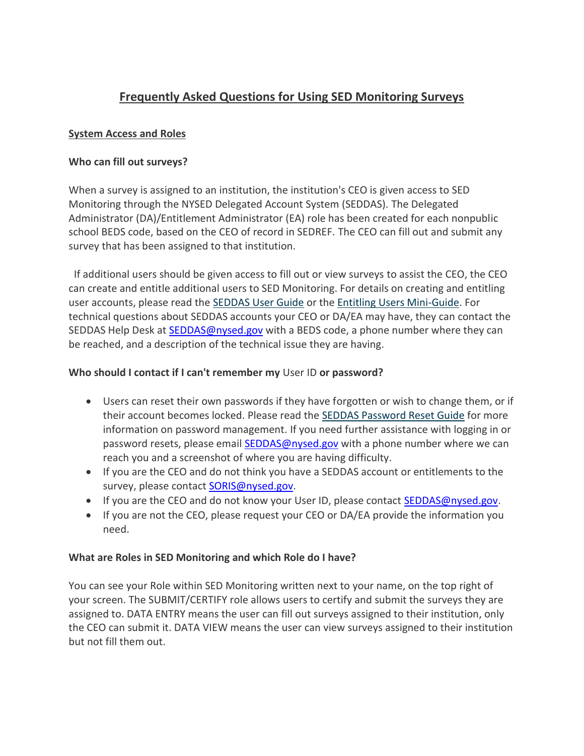# Frequently Asked Questions for Using SED Monitoring Surveys

## System Access and Roles

### Who can fill out surveys?

When a survey is assigned to an institution, the institution's CEO is given access to SED Monitoring through the NYSED Delegated Account System (SEDDAS). The Delegated Administrator (DA)/Entitlement Administrator (EA) role has been created for each nonpublic school BEDS code, based on the CEO of record in SEDREF. The CEO can fill out and submit any survey that has been assigned to that institution.

If additional users should be given access to fill out or view surveys to assist the CEO, the CEO can create and entitle additional users to SED Monitoring. For details on creating and entitling user accounts, please read the SEDDAS User Guide or the Entitling Users Mini-Guide. For technical questions about SEDDAS accounts your CEO or DA/EA may have, they can contact the SEDDAS Help Desk at SEDDAS@nysed.gov with a BEDS code, a phone number where they can be reached, and a description of the technical issue they are having.

### Who should I contact if I can't remember my User ID or password?

- Users can reset their own passwords if they have forgotten or wish to change them, or if their account becomes locked. Please read the SEDDAS Password Reset Guide for more information on password management. If you need further assistance with logging in or password resets, please email SEDDAS@nysed.gov with a phone number where we can reach you and a screenshot of where you are having difficulty.
- If you are the CEO and do not think you have a SEDDAS account or entitlements to the survey, please contact SORIS@nysed.gov.
- If you are the CEO and do not know your User ID, please contact SEDDAS@nysed.gov.
- If you are not the CEO, please request your CEO or DA/EA provide the information you need.

### What are Roles in SED Monitoring and which Role do I have?

You can see your Role within SED Monitoring written next to your name, on the top right of your screen. The SUBMIT/CERTIFY role allows users to certify and submit the surveys they are assigned to. DATA ENTRY means the user can fill out surveys assigned to their institution, only the CEO can submit it. DATA VIEW means the user can view surveys assigned to their institution but not fill them out.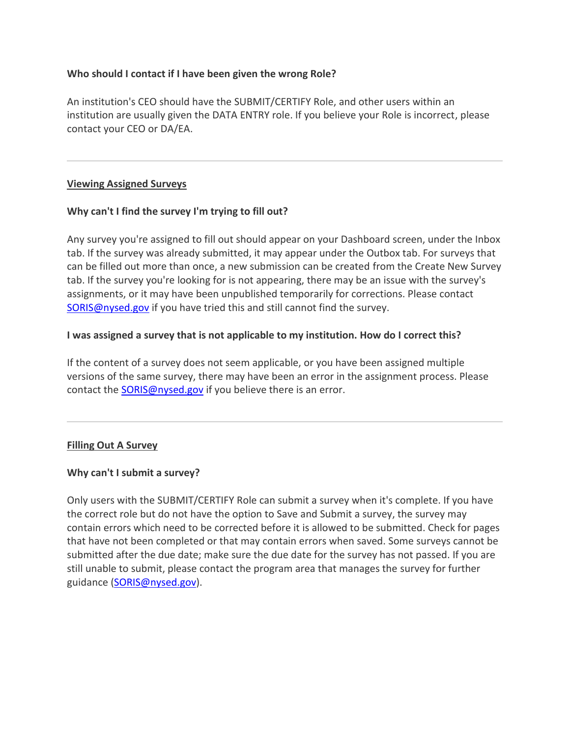**Who should I contact if I have been given the wrong Role?**

An institution's CEO should have the SUBMIT/CERTIFY Role, and other users within an institution are usually given the DATA ENTRY role. If you believe your Role is incorrect, please contact your CEO or DA/EA.

---

## Viewing Assigned Surveys

**Why can't I find the survey I'm trying to fill out?**

Any survey you're assigned to fill out should appear on your Dashboard screen, under the Inbox tab. If the survey was already submitted, it may appear under the Outbox tab. For surveys that can be filled out more than once, a new submission can be created from the Create New Survey tab. If the survey you're looking for is not appearing, there may be an issue with the survey's assignments, or it may have been unpublished temporarily for corrections. Please contact [SORIS@nysed.gov](mailto:SORIS@nysed.gov) if you have tried this and still cannot find the survey.

**I was assigned a survey that is not applicable to my institution. How do I correct this?**

If the content of a survey does not seem applicable, or you have been assigned multiple versions of the same survey, there may have been an error in the assignment process. Please contact the [SORIS@nysed.gov](mailto:SORIS@nysed.gov) if you believe there is an error.

---

## Filling Out A Survey

**Why can't I submit a survey?**

Only users with the SUBMIT/CERTIFY Role can submit a survey when it's complete. If you have the correct role but do not have the option to Save and Submit a survey, the survey may contain errors which need to be corrected before it is allowed to be submitted. Check for pages that have not been completed or that may contain errors when saved. Some surveys cannot be submitted after the due date; make sure the due date for the survey has not passed. If you are still unable to submit, please contact the program area that manages the survey for further guidance ([SORIS@nysed.gov](mailto:SORIS@nysed.gov)).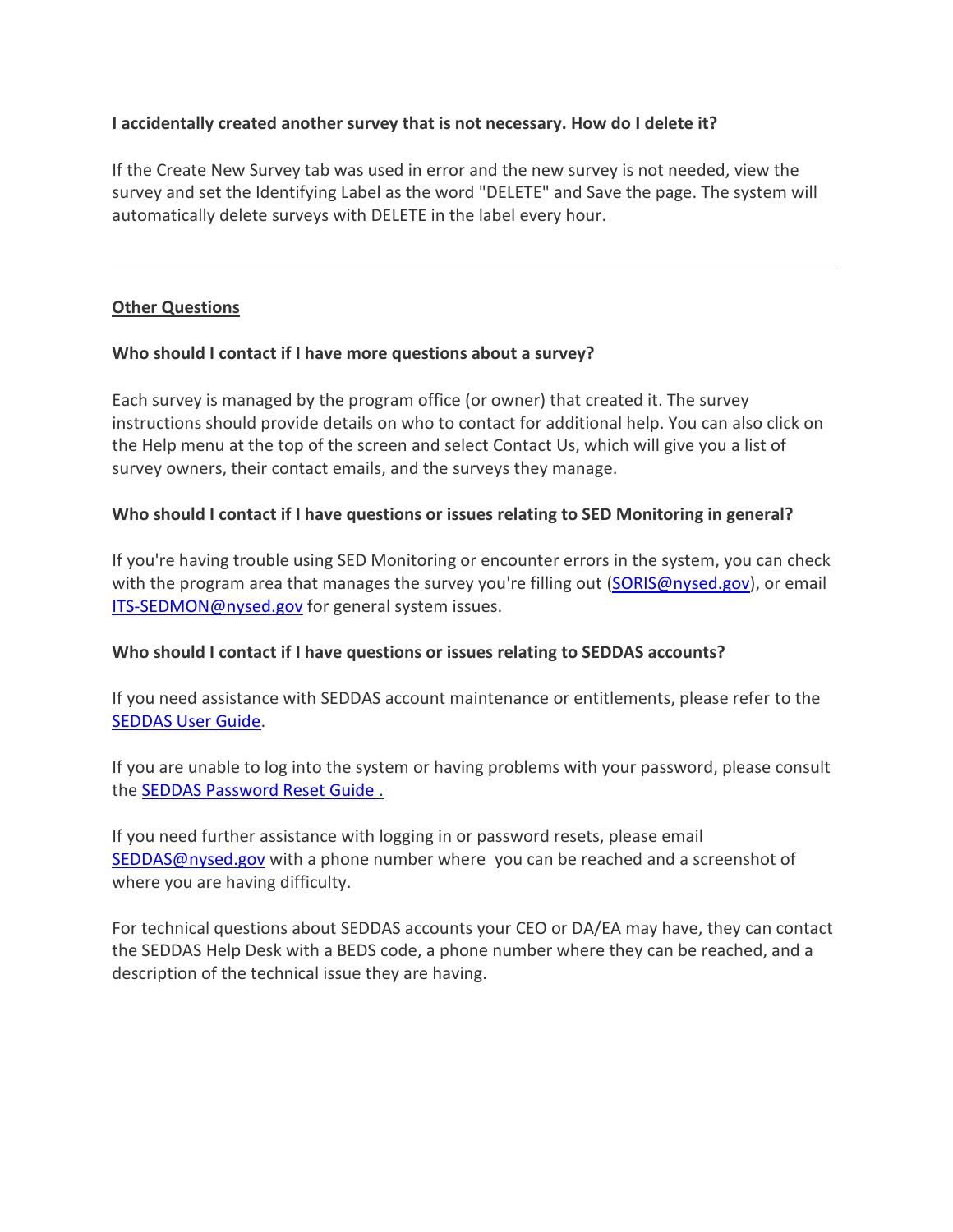**I accidentally created another survey that is not necessary. How do I delete it?**

If the Create New Survey tab was used in error and the new survey is not needed, view the survey and set the Identifying Label as the word "DELETE" and Save the page. The system will automatically delete surveys with DELETE in the label every hour.

---

## Other Questions

**Who should I contact if I have more questions about a survey?**

Each survey is managed by the program office (or owner) that created it. The survey instructions should provide details on who to contact for additional help. You can also click on the Help menu at the top of the screen and select Contact Us, which will give you a list of survey owners, their contact emails, and the surveys they manage.

**Who should I contact if I have questions or issues relating to SED Monitoring in general?**

If you're having trouble using SED Monitoring or encounter errors in the system, you can check with the program area that manages the survey you're filling out (SORIS@nysed.gov), or email ITS-SEDMON@nysed.gov for general system issues.

**Who should I contact if I have questions or issues relating to SEDDAS accounts?**

If you need assistance with SEDDAS account maintenance or entitlements, please refer to the SEDDAS User Guide.

If you are unable to log into the system or having problems with your password, please consult the SEDDAS Password Reset Guide .

If you need further assistance with logging in or password resets, please email SEDDAS@nysed.gov with a phone number where you can be reached and a screenshot of where you are having difficulty.

For technical questions about SEDDAS accounts your CEO or DA/EA may have, they can contact the SEDDAS Help Desk with a BEDS code, a phone number where they can be reached, and a description of the technical issue they are having.